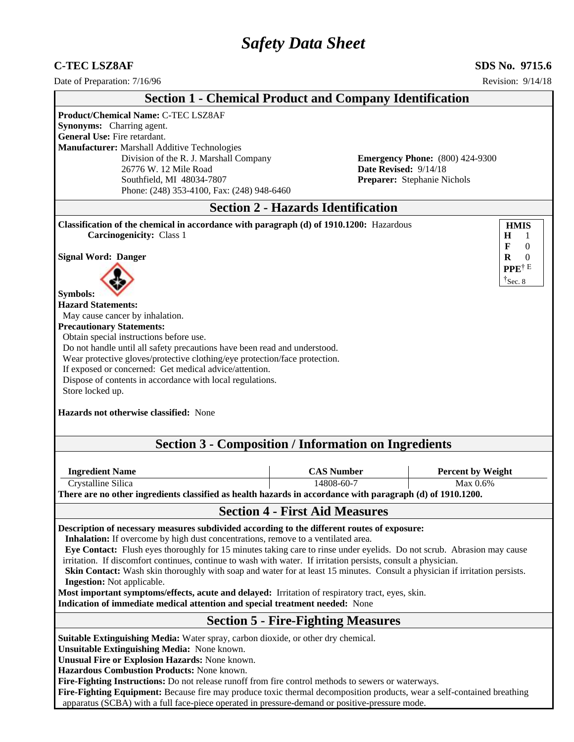# *Safety Data Sheet*

**C-TEC LSZ8AF** **SDS No. 9715.6**

Date of Preparation: 7/16/96 Revision: 9/14/18

## Section 1 - Chemical Product and Company Identification

**Product/Chemical Name:** C-TEC LSZ8AF
**Synonyms:** Charring agent.
**General Use:** Fire retardant.
**Manufacturer:** Marshall Additive Technologies
Division of the R. J. Marshall Company
26776 W. 12 Mile Road
Southfield, MI 48034-7807
Phone: (248) 353-4100, Fax: (248) 948-6460

**Emergency Phone:** (800) 424-9300
**Date Revised:** 9/14/18
**Preparer:** Stephanie Nichols

## Section 2 - Hazards Identification

**Classification of the chemical in accordance with paragraph (d) of 1910.1200:** Hazardous
**Carcinogenicity:** Class 1

| HMIS | |
|---|---|
| H | 1 |
| F | 0 |
| R | 0 |
| PPE† | E |

†Sec. 8

**Signal Word: Danger**

**Symbols:**

**Hazard Statements:**
May cause cancer by inhalation.

**Precautionary Statements:**
Obtain special instructions before use.
Do not handle until all safety precautions have been read and understood.
Wear protective gloves/protective clothing/eye protection/face protection.
If exposed or concerned: Get medical advice/attention.
Dispose of contents in accordance with local regulations.
Store locked up.

**Hazards not otherwise classified:** None

## Section 3 - Composition / Information on Ingredients

| Ingredient Name | CAS Number | Percent by Weight |
|---|---|---|
| Crystalline Silica | 14808-60-7 | Max 0.6% |

**There are no other ingredients classified as health hazards in accordance with paragraph (d) of 1910.1200.**

## Section 4 - First Aid Measures

**Description of necessary measures subdivided according to the different routes of exposure:**
**Inhalation:** If overcome by high dust concentrations, remove to a ventilated area.
**Eye Contact:** Flush eyes thoroughly for 15 minutes taking care to rinse under eyelids. Do not scrub. Abrasion may cause irritation. If discomfort continues, continue to wash with water. If irritation persists, consult a physician.
**Skin Contact:** Wash skin thoroughly with soap and water for at least 15 minutes. Consult a physician if irritation persists.
**Ingestion:** Not applicable.
**Most important symptoms/effects, acute and delayed:** Irritation of respiratory tract, eyes, skin.
**Indication of immediate medical attention and special treatment needed:** None

## Section 5 - Fire-Fighting Measures

**Suitable Extinguishing Media:** Water spray, carbon dioxide, or other dry chemical.
**Unsuitable Extinguishing Media:** None known.
**Unusual Fire or Explosion Hazards:** None known.
**Hazardous Combustion Products:** None known.
**Fire-Fighting Instructions:** Do not release runoff from fire control methods to sewers or waterways.
**Fire-Fighting Equipment:** Because fire may produce toxic thermal decomposition products, wear a self-contained breathing apparatus (SCBA) with a full face-piece operated in pressure-demand or positive-pressure mode.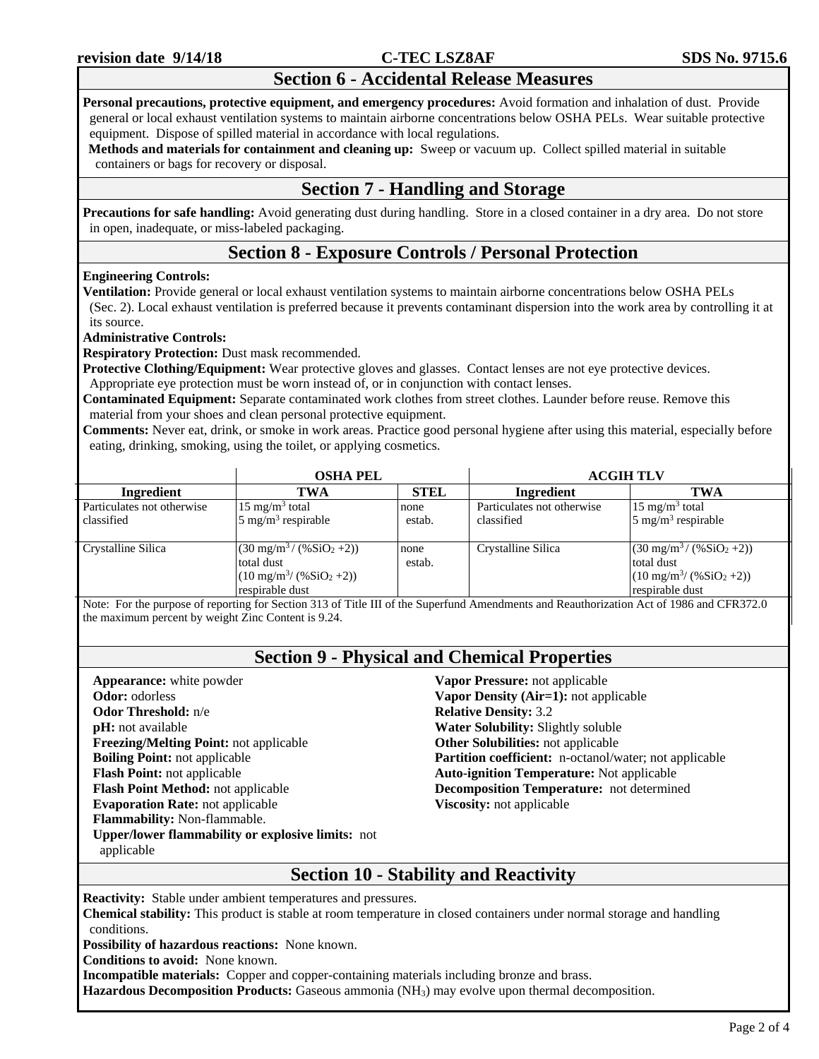## Section 6 - Accidental Release Measures

**Personal precautions, protective equipment, and emergency procedures:** Avoid formation and inhalation of dust. Provide general or local exhaust ventilation systems to maintain airborne concentrations below OSHA PELs. Wear suitable protective equipment. Dispose of spilled material in accordance with local regulations.

**Methods and materials for containment and cleaning up:** Sweep or vacuum up. Collect spilled material in suitable containers or bags for recovery or disposal.

## Section 7 - Handling and Storage

**Precautions for safe handling:** Avoid generating dust during handling. Store in a closed container in a dry area. Do not store in open, inadequate, or miss-labeled packaging.

## Section 8 - Exposure Controls / Personal Protection

**Engineering Controls:**

**Ventilation:** Provide general or local exhaust ventilation systems to maintain airborne concentrations below OSHA PELs (Sec. 2). Local exhaust ventilation is preferred because it prevents contaminant dispersion into the work area by controlling it at its source.

**Administrative Controls:**

**Respiratory Protection:** Dust mask recommended.

**Protective Clothing/Equipment:** Wear protective gloves and glasses. Contact lenses are not eye protective devices. Appropriate eye protection must be worn instead of, or in conjunction with contact lenses.

**Contaminated Equipment:** Separate contaminated work clothes from street clothes. Launder before reuse. Remove this material from your shoes and clean personal protective equipment.

**Comments:** Never eat, drink, or smoke in work areas. Practice good personal hygiene after using this material, especially before eating, drinking, smoking, using the toilet, or applying cosmetics.

| | OSHA PEL | | ACGIH TLV | |
|---|---|---|---|---|
| **Ingredient** | **TWA** | **STEL** | **Ingredient** | **TWA** |
| Particulates not otherwise classified | 15 $mg/m^3$ total<br>5 $mg/m^3$ respirable | none estab. | Particulates not otherwise classified | 15 $mg/m^3$ total<br>5 $mg/m^3$ respirable |
| Crystalline Silica | $(30\ mg/m^3 / (\%SiO_2 + 2))$ total dust<br>$(10\ mg/m^3 / (\%SiO_2 + 2))$ respirable dust | none estab. | Crystalline Silica | $(30\ mg/m^3 / (\%SiO_2 + 2))$ total dust<br>$(10\ mg/m^3 / (\%SiO_2 + 2))$ respirable dust |

Note: For the purpose of reporting for Section 313 of Title III of the Superfund Amendments and Reauthorization Act of 1986 and CFR372.0 the maximum percent by weight Zinc Content is 9.24.

## Section 9 - Physical and Chemical Properties

**Appearance:** white powder
**Odor:** odorless
**Odor Threshold:** n/e
**pH:** not available
**Freezing/Melting Point:** not applicable
**Boiling Point:** not applicable
**Flash Point:** not applicable
**Flash Point Method:** not applicable
**Evaporation Rate:** not applicable
**Flammability:** Non-flammable.
**Upper/lower flammability or explosive limits:** not applicable
**Vapor Pressure:** not applicable
**Vapor Density (Air=1):** not applicable
**Relative Density:** 3.2
**Water Solubility:** Slightly soluble
**Other Solubilities:** not applicable
**Partition coefficient:** n-octanol/water; not applicable
**Auto-ignition Temperature:** Not applicable
**Decomposition Temperature:** not determined
**Viscosity:** not applicable

## Section 10 - Stability and Reactivity

**Reactivity:** Stable under ambient temperatures and pressures.

**Chemical stability:** This product is stable at room temperature in closed containers under normal storage and handling conditions.

**Possibility of hazardous reactions:** None known.

**Conditions to avoid:** None known.

**Incompatible materials:** Copper and copper-containing materials including bronze and brass.

**Hazardous Decomposition Products:** Gaseous ammonia ($NH_3$) may evolve upon thermal decomposition.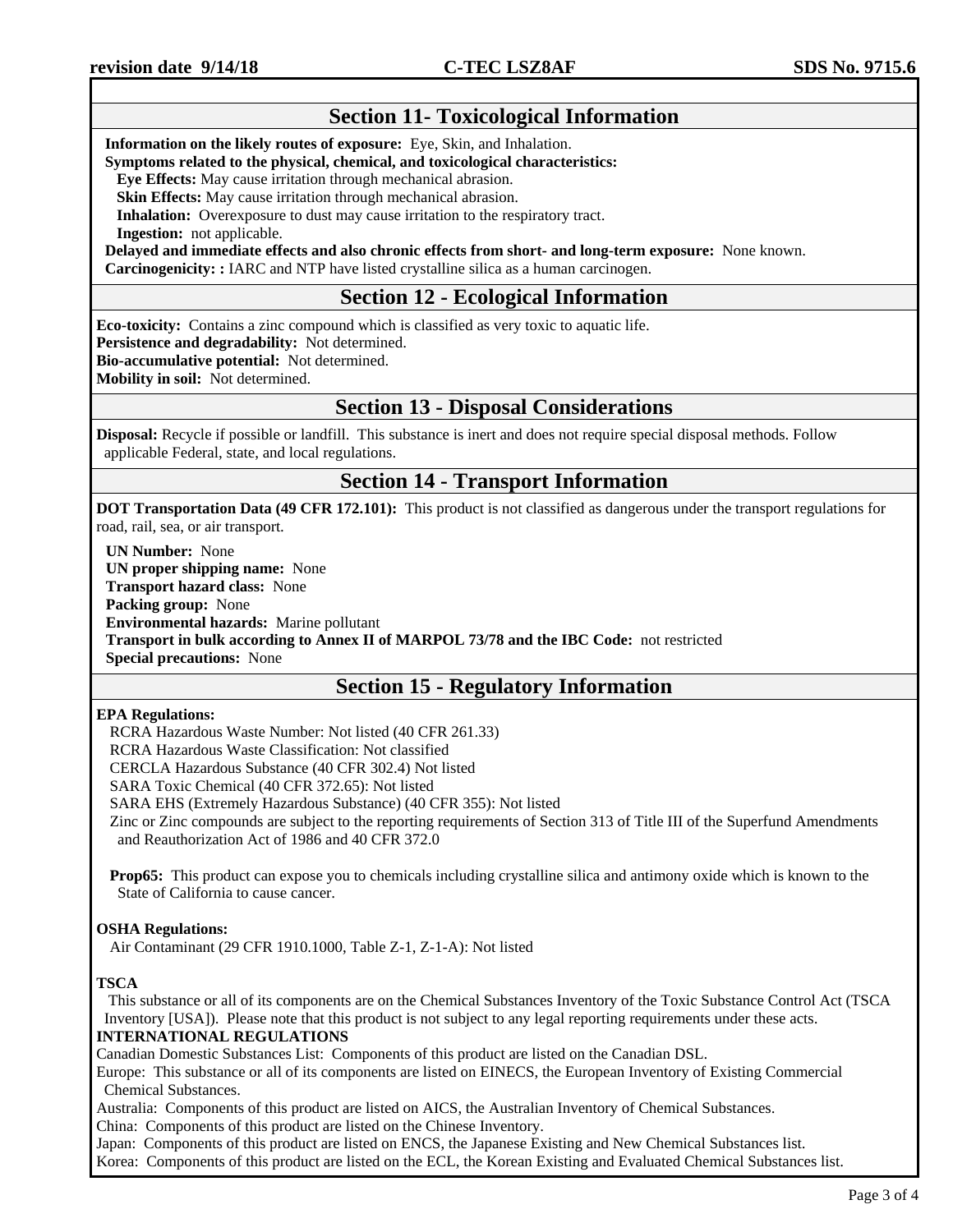## Section 11- Toxicological Information

**Information on the likely routes of exposure:** Eye, Skin, and Inhalation.

**Symptoms related to the physical, chemical, and toxicological characteristics:**

**Eye Effects:** May cause irritation through mechanical abrasion.

**Skin Effects:** May cause irritation through mechanical abrasion.

**Inhalation:** Overexposure to dust may cause irritation to the respiratory tract.

**Ingestion:** not applicable.

**Delayed and immediate effects and also chronic effects from short- and long-term exposure:** None known.

**Carcinogenicity: :** IARC and NTP have listed crystalline silica as a human carcinogen.

## Section 12 - Ecological Information

**Eco-toxicity:** Contains a zinc compound which is classified as very toxic to aquatic life.

**Persistence and degradability:** Not determined.

**Bio-accumulative potential:** Not determined.

**Mobility in soil:** Not determined.

## Section 13 - Disposal Considerations

**Disposal:** Recycle if possible or landfill. This substance is inert and does not require special disposal methods. Follow applicable Federal, state, and local regulations.

## Section 14 - Transport Information

**DOT Transportation Data (49 CFR 172.101):** This product is not classified as dangerous under the transport regulations for road, rail, sea, or air transport.

**UN Number:** None

**UN proper shipping name:** None

**Transport hazard class:** None

**Packing group:** None

**Environmental hazards:** Marine pollutant

**Transport in bulk according to Annex II of MARPOL 73/78 and the IBC Code:** not restricted

**Special precautions:** None

## Section 15 - Regulatory Information

**EPA Regulations:**

RCRA Hazardous Waste Number: Not listed (40 CFR 261.33)

RCRA Hazardous Waste Classification: Not classified

CERCLA Hazardous Substance (40 CFR 302.4) Not listed

SARA Toxic Chemical (40 CFR 372.65): Not listed

SARA EHS (Extremely Hazardous Substance) (40 CFR 355): Not listed

Zinc or Zinc compounds are subject to the reporting requirements of Section 313 of Title III of the Superfund Amendments and Reauthorization Act of 1986 and 40 CFR 372.0

**Prop65:** This product can expose you to chemicals including crystalline silica and antimony oxide which is known to the State of California to cause cancer.

**OSHA Regulations:**

Air Contaminant (29 CFR 1910.1000, Table Z-1, Z-1-A): Not listed

**TSCA**

This substance or all of its components are on the Chemical Substances Inventory of the Toxic Substance Control Act (TSCA Inventory [USA]). Please note that this product is not subject to any legal reporting requirements under these acts.

**INTERNATIONAL REGULATIONS**

Canadian Domestic Substances List: Components of this product are listed on the Canadian DSL.

Europe: This substance or all of its components are listed on EINECS, the European Inventory of Existing Commercial Chemical Substances.

Australia: Components of this product are listed on AICS, the Australian Inventory of Chemical Substances.

China: Components of this product are listed on the Chinese Inventory.

Japan: Components of this product are listed on ENCS, the Japanese Existing and New Chemical Substances list.

Korea: Components of this product are listed on the ECL, the Korean Existing and Evaluated Chemical Substances list.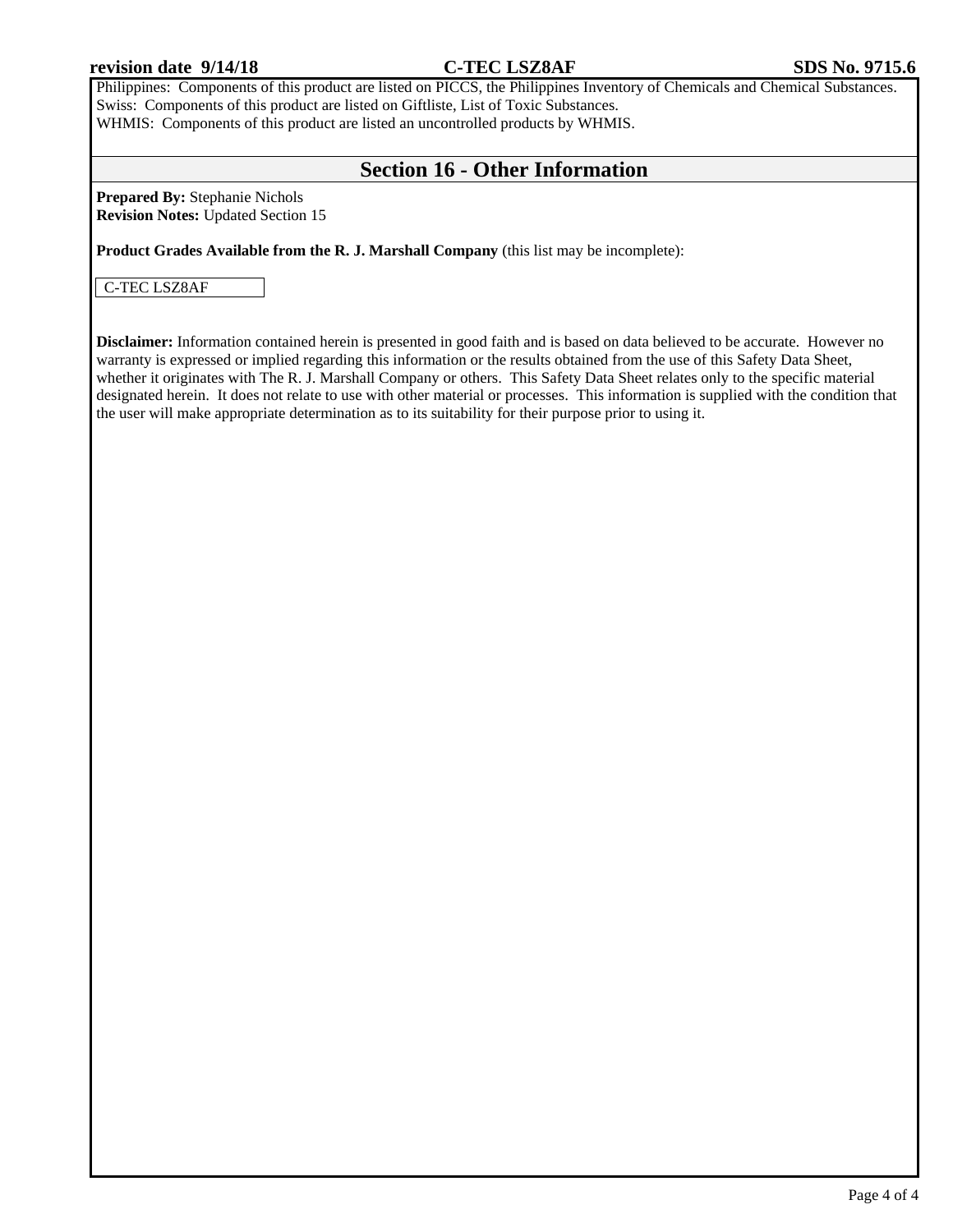Philippines: Components of this product are listed on PICCS, the Philippines Inventory of Chemicals and Chemical Substances.
Swiss: Components of this product are listed on Giftliste, List of Toxic Substances.
WHMIS: Components of this product are listed an uncontrolled products by WHMIS.

## Section 16 - Other Information

**Prepared By:** Stephanie Nichols
**Revision Notes:** Updated Section 15

**Product Grades Available from the R. J. Marshall Company** (this list may be incomplete):

C-TEC LSZ8AF

**Disclaimer:** Information contained herein is presented in good faith and is based on data believed to be accurate. However no warranty is expressed or implied regarding this information or the results obtained from the use of this Safety Data Sheet, whether it originates with The R. J. Marshall Company or others. This Safety Data Sheet relates only to the specific material designated herein. It does not relate to use with other material or processes. This information is supplied with the condition that the user will make appropriate determination as to its suitability for their purpose prior to using it.